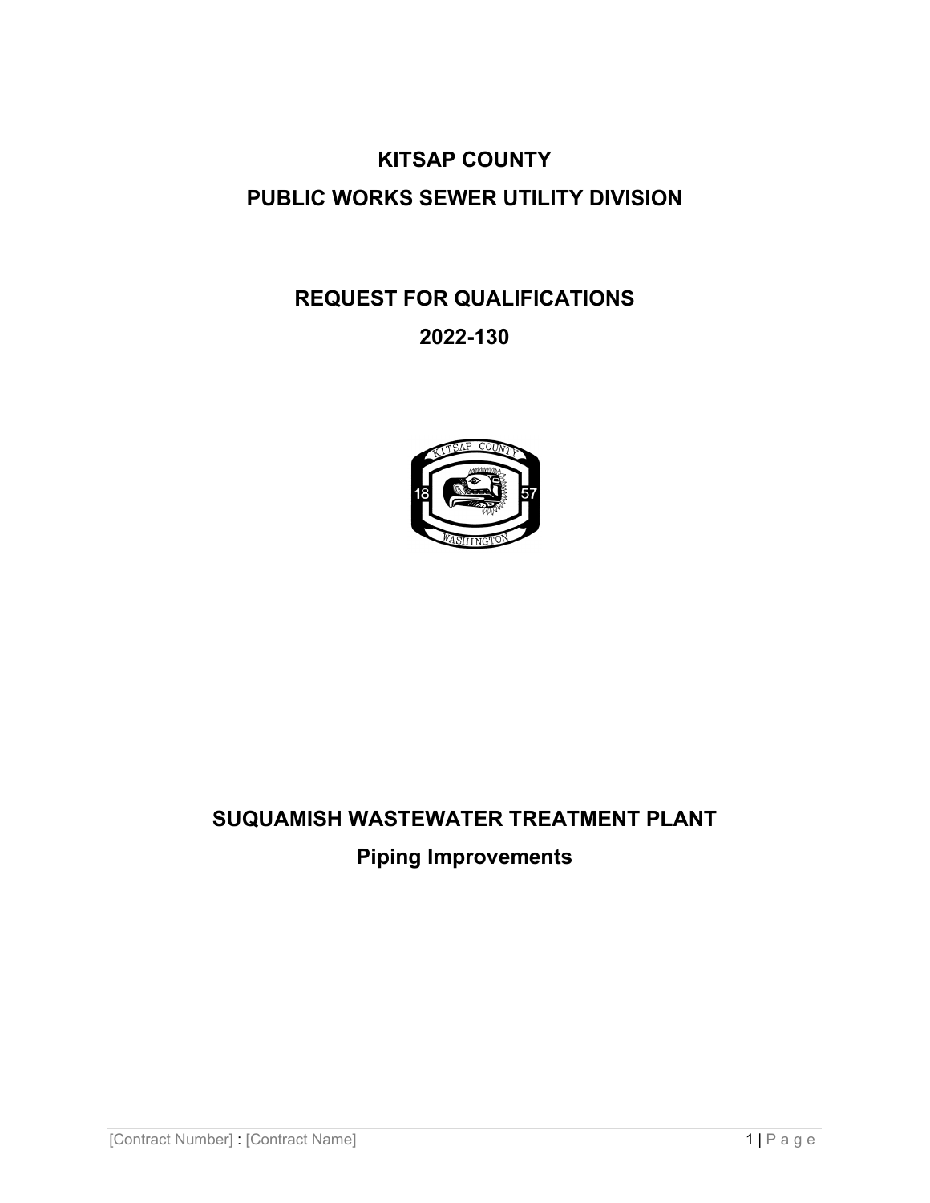# KITSAP COUNTY

# PUBLIC WORKS SEWER UTILITY DIVISION

# REQUEST FOR QUALIFICATIONS

# 2022-130

# SUQUAMISH WASTEWATER TREATMENT PLANT

## Piping Improvements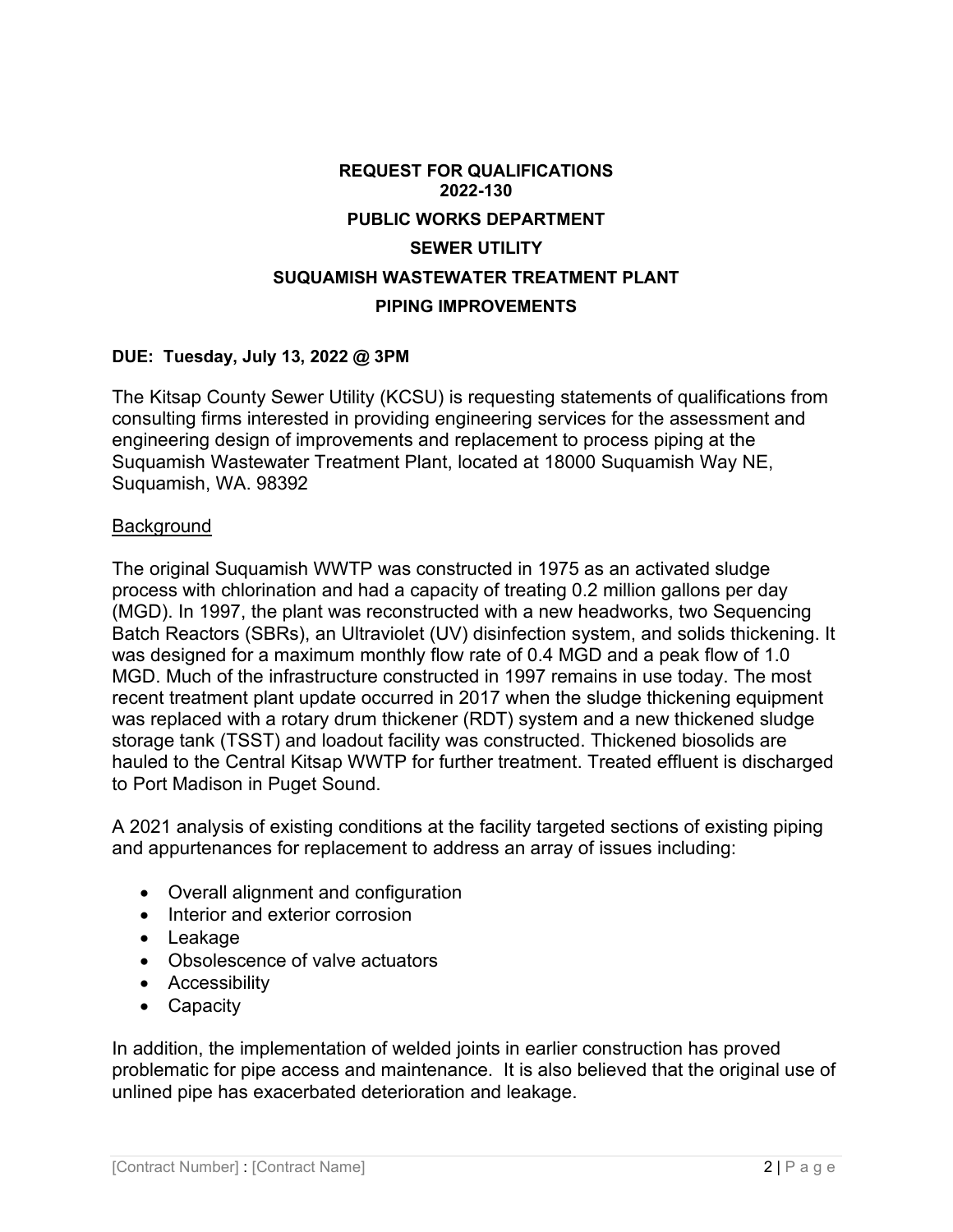**REQUEST FOR QUALIFICATIONS**
**2022-130**

**PUBLIC WORKS DEPARTMENT**

**SEWER UTILITY**

**SUQUAMISH WASTEWATER TREATMENT PLANT**

**PIPING IMPROVEMENTS**

**DUE: Tuesday, July 13, 2022 @ 3PM**

The Kitsap County Sewer Utility (KCSU) is requesting statements of qualifications from consulting firms interested in providing engineering services for the assessment and engineering design of improvements and replacement to process piping at the Suquamish Wastewater Treatment Plant, located at 18000 Suquamish Way NE, Suquamish, WA. 98392

## Background

The original Suquamish WWTP was constructed in 1975 as an activated sludge process with chlorination and had a capacity of treating 0.2 million gallons per day (MGD). In 1997, the plant was reconstructed with a new headworks, two Sequencing Batch Reactors (SBRs), an Ultraviolet (UV) disinfection system, and solids thickening. It was designed for a maximum monthly flow rate of 0.4 MGD and a peak flow of 1.0 MGD. Much of the infrastructure constructed in 1997 remains in use today. The most recent treatment plant update occurred in 2017 when the sludge thickening equipment was replaced with a rotary drum thickener (RDT) system and a new thickened sludge storage tank (TSST) and loadout facility was constructed. Thickened biosolids are hauled to the Central Kitsap WWTP for further treatment. Treated effluent is discharged to Port Madison in Puget Sound.

A 2021 analysis of existing conditions at the facility targeted sections of existing piping and appurtenances for replacement to address an array of issues including:

- Overall alignment and configuration
- Interior and exterior corrosion
- Leakage
- Obsolescence of valve actuators
- Accessibility
- Capacity

In addition, the implementation of welded joints in earlier construction has proved problematic for pipe access and maintenance. It is also believed that the original use of unlined pipe has exacerbated deterioration and leakage.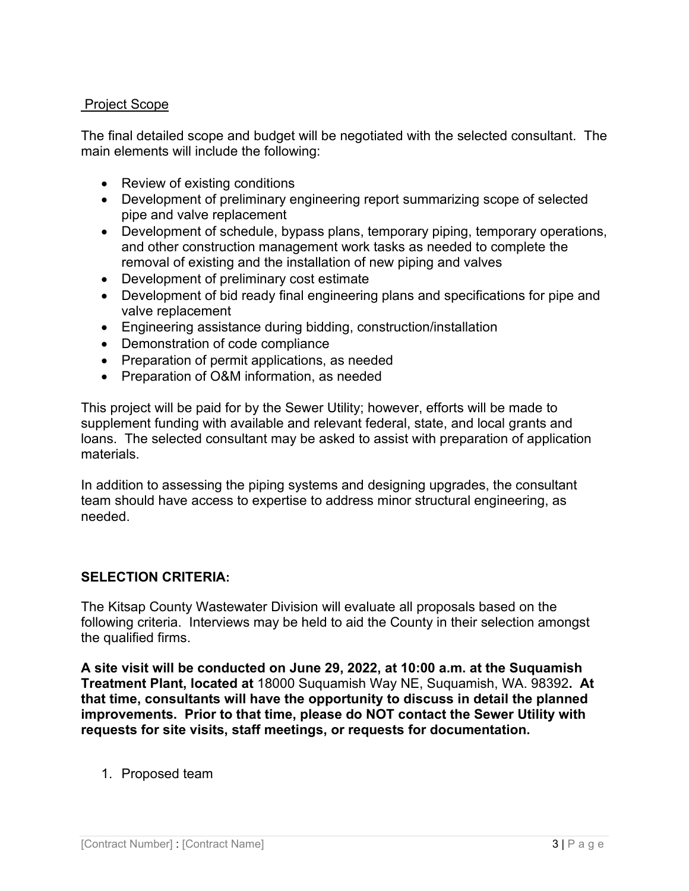## Project Scope

The final detailed scope and budget will be negotiated with the selected consultant. The main elements will include the following:

- Review of existing conditions
- Development of preliminary engineering report summarizing scope of selected pipe and valve replacement
- Development of schedule, bypass plans, temporary piping, temporary operations, and other construction management work tasks as needed to complete the removal of existing and the installation of new piping and valves
- Development of preliminary cost estimate
- Development of bid ready final engineering plans and specifications for pipe and valve replacement
- Engineering assistance during bidding, construction/installation
- Demonstration of code compliance
- Preparation of permit applications, as needed
- Preparation of O&M information, as needed

This project will be paid for by the Sewer Utility; however, efforts will be made to supplement funding with available and relevant federal, state, and local grants and loans. The selected consultant may be asked to assist with preparation of application materials.

In addition to assessing the piping systems and designing upgrades, the consultant team should have access to expertise to address minor structural engineering, as needed.

## SELECTION CRITERIA:

The Kitsap County Wastewater Division will evaluate all proposals based on the following criteria. Interviews may be held to aid the County in their selection amongst the qualified firms.

**A site visit will be conducted on June 29, 2022, at 10:00 a.m. at the Suquamish Treatment Plant, located at** 18000 Suquamish Way NE, Suquamish, WA. 98392**. At that time, consultants will have the opportunity to discuss in detail the planned improvements. Prior to that time, please do NOT contact the Sewer Utility with requests for site visits, staff meetings, or requests for documentation.**

1. Proposed team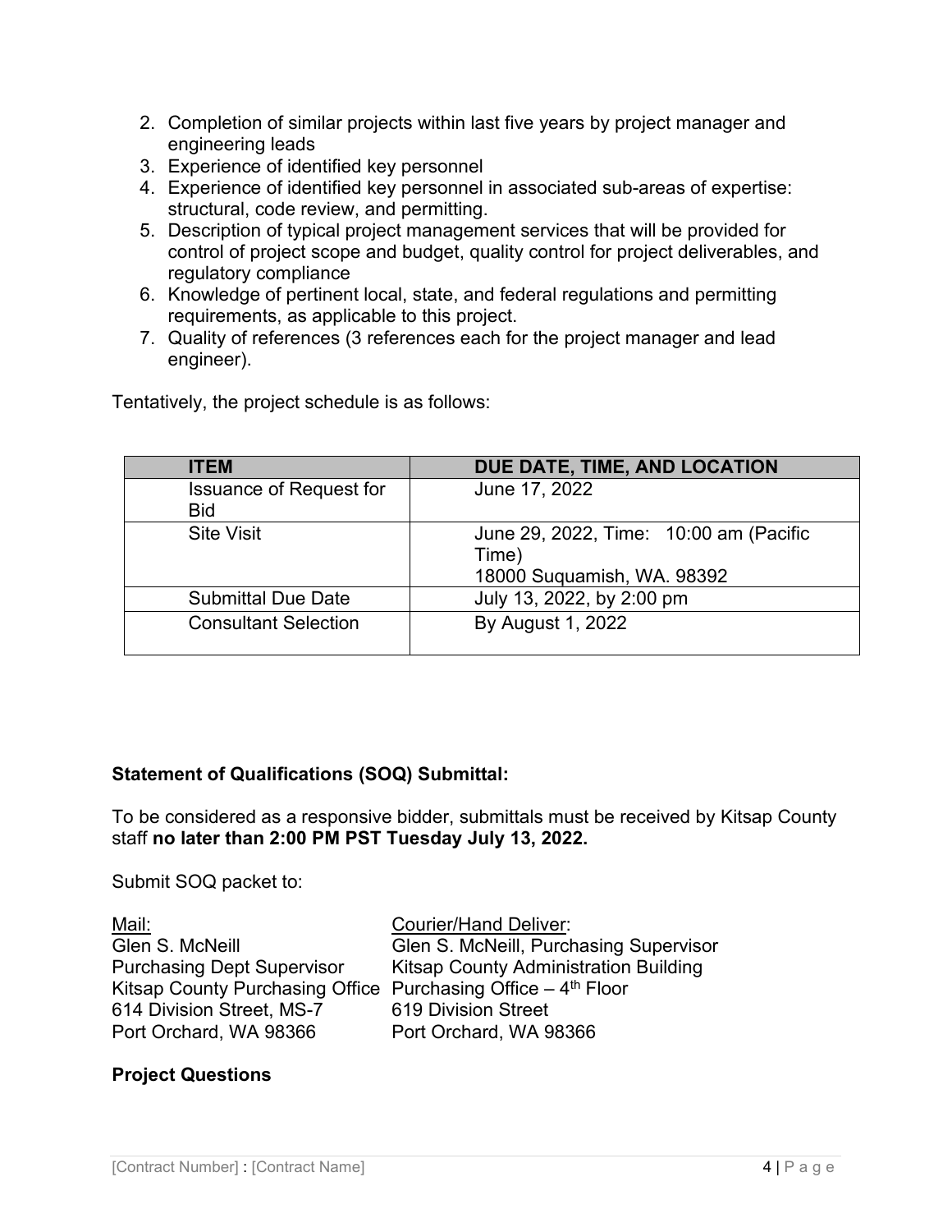2. Completion of similar projects within last five years by project manager and engineering leads
3. Experience of identified key personnel
4. Experience of identified key personnel in associated sub-areas of expertise: structural, code review, and permitting.
5. Description of typical project management services that will be provided for control of project scope and budget, quality control for project deliverables, and regulatory compliance
6. Knowledge of pertinent local, state, and federal regulations and permitting requirements, as applicable to this project.
7. Quality of references (3 references each for the project manager and lead engineer).

Tentatively, the project schedule is as follows:

| ITEM | DUE DATE, TIME, AND LOCATION |
|---|---|
| Issuance of Request for Bid | June 17, 2022 |
| Site Visit | June 29, 2022, Time: 10:00 am (Pacific Time) 18000 Suquamish, WA. 98392 |
| Submittal Due Date | July 13, 2022, by 2:00 pm |
| Consultant Selection | By August 1, 2022 |

**Statement of Qualifications (SOQ) Submittal:**

To be considered as a responsive bidder, submittals must be received by Kitsap County staff **no later than 2:00 PM PST Tuesday July 13, 2022.**

Submit SOQ packet to:

Mail:
Glen S. McNeill
Purchasing Dept Supervisor
Kitsap County Purchasing Office
614 Division Street, MS-7
Port Orchard, WA 98366

Courier/Hand Deliver:
Glen S. McNeill, Purchasing Supervisor
Kitsap County Administration Building
Purchasing Office – 4th Floor
619 Division Street
Port Orchard, WA 98366

**Project Questions**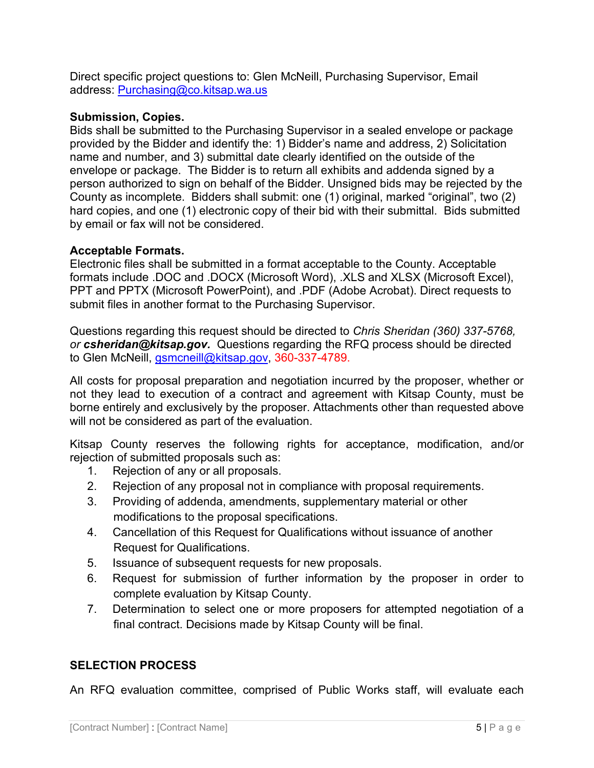Direct specific project questions to: Glen McNeill, Purchasing Supervisor, Email address: [Purchasing@co.kitsap.wa.us](mailto:Purchasing@co.kitsap.wa.us)

**Submission, Copies.**
Bids shall be submitted to the Purchasing Supervisor in a sealed envelope or package provided by the Bidder and identify the: 1) Bidder's name and address, 2) Solicitation name and number, and 3) submittal date clearly identified on the outside of the envelope or package. The Bidder is to return all exhibits and addenda signed by a person authorized to sign on behalf of the Bidder. Unsigned bids may be rejected by the County as incomplete. Bidders shall submit: one (1) original, marked "original", two (2) hard copies, and one (1) electronic copy of their bid with their submittal. Bids submitted by email or fax will not be considered.

**Acceptable Formats.**
Electronic files shall be submitted in a format acceptable to the County. Acceptable formats include .DOC and .DOCX (Microsoft Word), .XLS and XLSX (Microsoft Excel), PPT and PPTX (Microsoft PowerPoint), and .PDF (Adobe Acrobat). Direct requests to submit files in another format to the Purchasing Supervisor.

Questions regarding this request should be directed to *Chris Sheridan (360) 337-5768, or **csheridan@kitsap.gov.*** Questions regarding the RFQ process should be directed to Glen McNeill, [gsmcneill@kitsap.gov](mailto:gsmcneill@kitsap.gov), 360-337-4789.

All costs for proposal preparation and negotiation incurred by the proposer, whether or not they lead to execution of a contract and agreement with Kitsap County, must be borne entirely and exclusively by the proposer. Attachments other than requested above will not be considered as part of the evaluation.

Kitsap County reserves the following rights for acceptance, modification, and/or rejection of submitted proposals such as:

1. Rejection of any or all proposals.
2. Rejection of any proposal not in compliance with proposal requirements.
3. Providing of addenda, amendments, supplementary material or other modifications to the proposal specifications.
4. Cancellation of this Request for Qualifications without issuance of another Request for Qualifications.
5. Issuance of subsequent requests for new proposals.
6. Request for submission of further information by the proposer in order to complete evaluation by Kitsap County.
7. Determination to select one or more proposers for attempted negotiation of a final contract. Decisions made by Kitsap County will be final.

## SELECTION PROCESS

An RFQ evaluation committee, comprised of Public Works staff, will evaluate each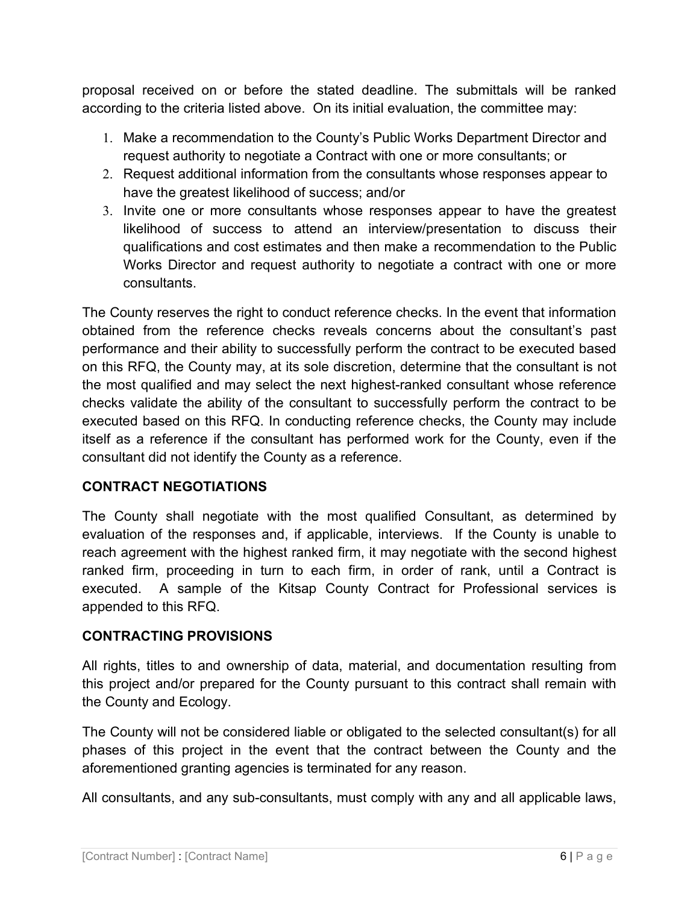proposal received on or before the stated deadline. The submittals will be ranked according to the criteria listed above. On its initial evaluation, the committee may:

1. Make a recommendation to the County's Public Works Department Director and request authority to negotiate a Contract with one or more consultants; or
2. Request additional information from the consultants whose responses appear to have the greatest likelihood of success; and/or
3. Invite one or more consultants whose responses appear to have the greatest likelihood of success to attend an interview/presentation to discuss their qualifications and cost estimates and then make a recommendation to the Public Works Director and request authority to negotiate a contract with one or more consultants.

The County reserves the right to conduct reference checks. In the event that information obtained from the reference checks reveals concerns about the consultant's past performance and their ability to successfully perform the contract to be executed based on this RFQ, the County may, at its sole discretion, determine that the consultant is not the most qualified and may select the next highest-ranked consultant whose reference checks validate the ability of the consultant to successfully perform the contract to be executed based on this RFQ. In conducting reference checks, the County may include itself as a reference if the consultant has performed work for the County, even if the consultant did not identify the County as a reference.

**CONTRACT NEGOTIATIONS**

The County shall negotiate with the most qualified Consultant, as determined by evaluation of the responses and, if applicable, interviews. If the County is unable to reach agreement with the highest ranked firm, it may negotiate with the second highest ranked firm, proceeding in turn to each firm, in order of rank, until a Contract is executed. A sample of the Kitsap County Contract for Professional services is appended to this RFQ.

**CONTRACTING PROVISIONS**

All rights, titles to and ownership of data, material, and documentation resulting from this project and/or prepared for the County pursuant to this contract shall remain with the County and Ecology.

The County will not be considered liable or obligated to the selected consultant(s) for all phases of this project in the event that the contract between the County and the aforementioned granting agencies is terminated for any reason.

All consultants, and any sub-consultants, must comply with any and all applicable laws,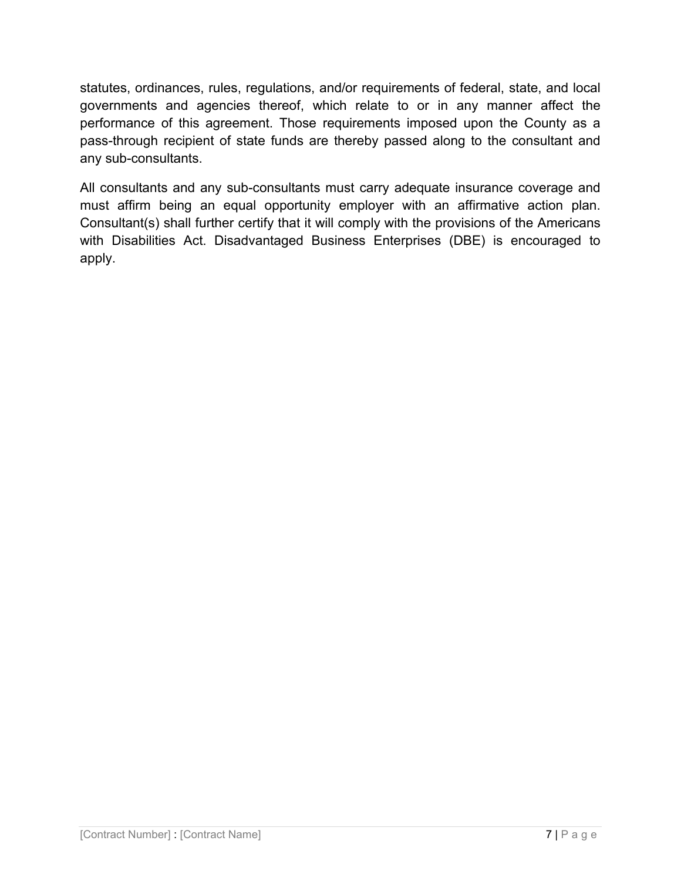statutes, ordinances, rules, regulations, and/or requirements of federal, state, and local governments and agencies thereof, which relate to or in any manner affect the performance of this agreement. Those requirements imposed upon the County as a pass-through recipient of state funds are thereby passed along to the consultant and any sub-consultants.

All consultants and any sub-consultants must carry adequate insurance coverage and must affirm being an equal opportunity employer with an affirmative action plan. Consultant(s) shall further certify that it will comply with the provisions of the Americans with Disabilities Act. Disadvantaged Business Enterprises (DBE) is encouraged to apply.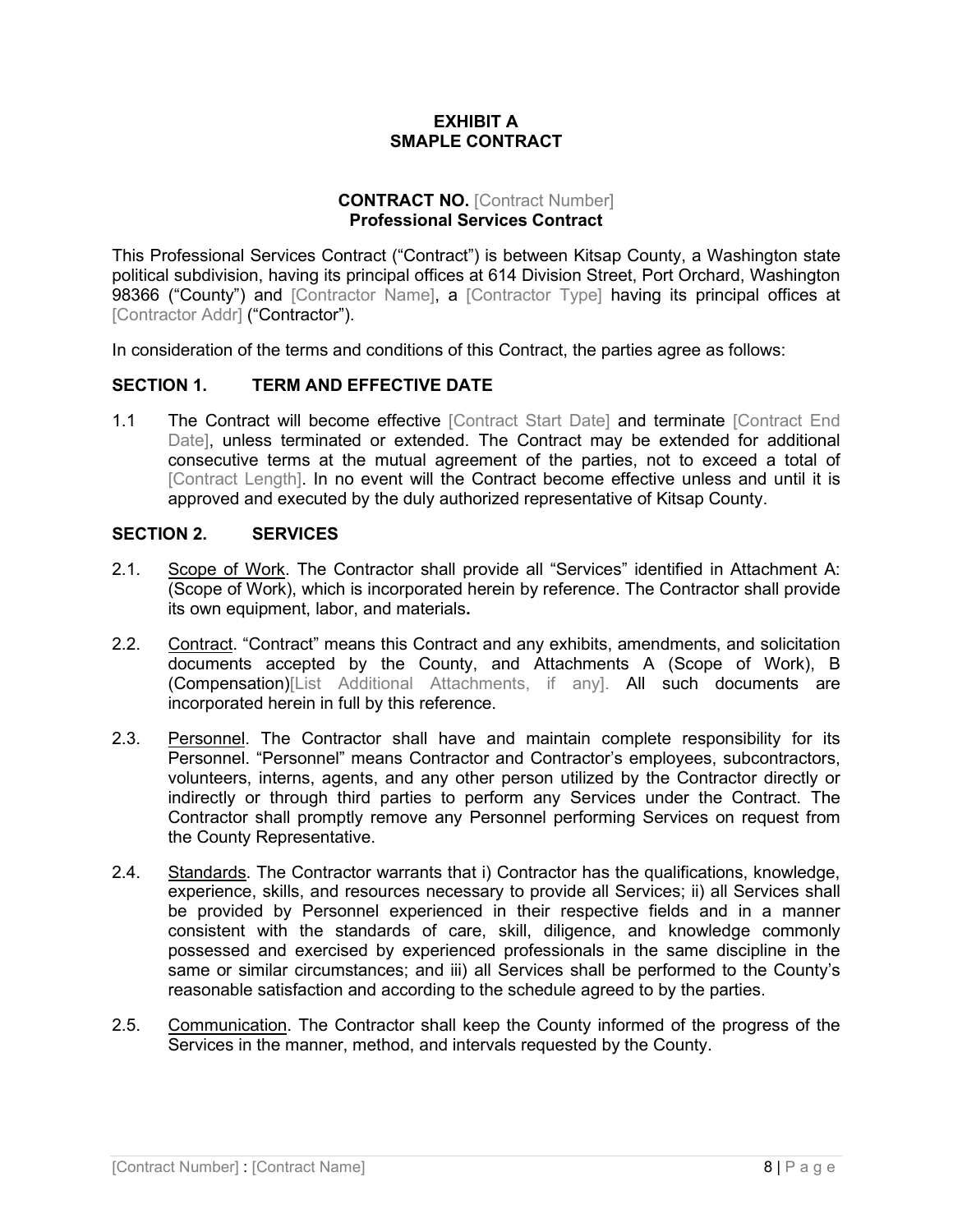**EXHIBIT A**
**SMAPLE CONTRACT**

**CONTRACT NO.** [Contract Number]
**Professional Services Contract**

This Professional Services Contract ("Contract") is between Kitsap County, a Washington state political subdivision, having its principal offices at 614 Division Street, Port Orchard, Washington 98366 ("County") and [Contractor Name], a [Contractor Type] having its principal offices at [Contractor Addr] ("Contractor").

In consideration of the terms and conditions of this Contract, the parties agree as follows:

## SECTION 1. TERM AND EFFECTIVE DATE

1.1 The Contract will become effective [Contract Start Date] and terminate [Contract End Date], unless terminated or extended. The Contract may be extended for additional consecutive terms at the mutual agreement of the parties, not to exceed a total of [Contract Length]. In no event will the Contract become effective unless and until it is approved and executed by the duly authorized representative of Kitsap County.

## SECTION 2. SERVICES

2.1. Scope of Work. The Contractor shall provide all "Services" identified in Attachment A: (Scope of Work), which is incorporated herein by reference. The Contractor shall provide its own equipment, labor, and materials**.**

2.2. Contract. "Contract" means this Contract and any exhibits, amendments, and solicitation documents accepted by the County, and Attachments A (Scope of Work), B (Compensation)[List Additional Attachments, if any]. All such documents are incorporated herein in full by this reference.

2.3. Personnel. The Contractor shall have and maintain complete responsibility for its Personnel. "Personnel" means Contractor and Contractor's employees, subcontractors, volunteers, interns, agents, and any other person utilized by the Contractor directly or indirectly or through third parties to perform any Services under the Contract. The Contractor shall promptly remove any Personnel performing Services on request from the County Representative.

2.4. Standards. The Contractor warrants that i) Contractor has the qualifications, knowledge, experience, skills, and resources necessary to provide all Services; ii) all Services shall be provided by Personnel experienced in their respective fields and in a manner consistent with the standards of care, skill, diligence, and knowledge commonly possessed and exercised by experienced professionals in the same discipline in the same or similar circumstances; and iii) all Services shall be performed to the County's reasonable satisfaction and according to the schedule agreed to by the parties.

2.5. Communication. The Contractor shall keep the County informed of the progress of the Services in the manner, method, and intervals requested by the County.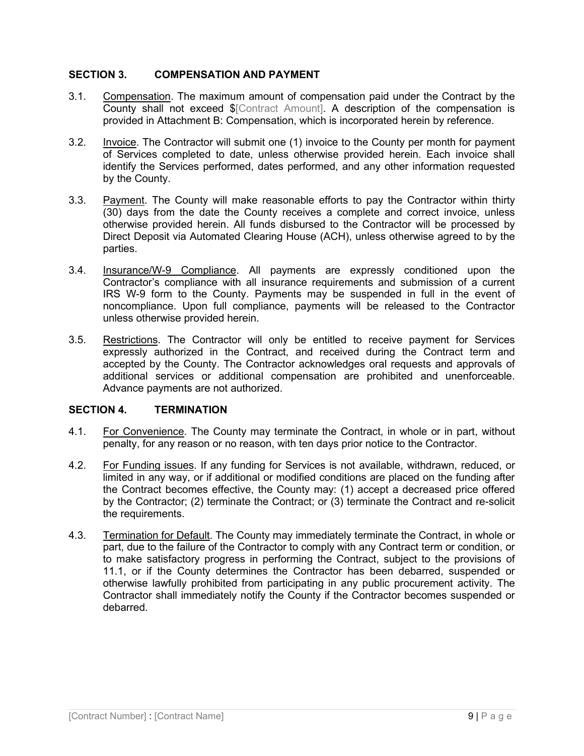## SECTION 3. COMPENSATION AND PAYMENT

3.1. Compensation. The maximum amount of compensation paid under the Contract by the County shall not exceed $[Contract Amount]. A description of the compensation is provided in Attachment B: Compensation, which is incorporated herein by reference.

3.2. Invoice. The Contractor will submit one (1) invoice to the County per month for payment of Services completed to date, unless otherwise provided herein. Each invoice shall identify the Services performed, dates performed, and any other information requested by the County.

3.3. Payment. The County will make reasonable efforts to pay the Contractor within thirty (30) days from the date the County receives a complete and correct invoice, unless otherwise provided herein. All funds disbursed to the Contractor will be processed by Direct Deposit via Automated Clearing House (ACH), unless otherwise agreed to by the parties.

3.4. Insurance/W-9 Compliance. All payments are expressly conditioned upon the Contractor's compliance with all insurance requirements and submission of a current IRS W-9 form to the County. Payments may be suspended in full in the event of noncompliance. Upon full compliance, payments will be released to the Contractor unless otherwise provided herein.

3.5. Restrictions. The Contractor will only be entitled to receive payment for Services expressly authorized in the Contract, and received during the Contract term and accepted by the County. The Contractor acknowledges oral requests and approvals of additional services or additional compensation are prohibited and unenforceable. Advance payments are not authorized.

## SECTION 4. TERMINATION

4.1. For Convenience. The County may terminate the Contract, in whole or in part, without penalty, for any reason or no reason, with ten days prior notice to the Contractor.

4.2. For Funding issues. If any funding for Services is not available, withdrawn, reduced, or limited in any way, or if additional or modified conditions are placed on the funding after the Contract becomes effective, the County may: (1) accept a decreased price offered by the Contractor; (2) terminate the Contract; or (3) terminate the Contract and re-solicit the requirements.

4.3. Termination for Default. The County may immediately terminate the Contract, in whole or part, due to the failure of the Contractor to comply with any Contract term or condition, or to make satisfactory progress in performing the Contract, subject to the provisions of 11.1, or if the County determines the Contractor has been debarred, suspended or otherwise lawfully prohibited from participating in any public procurement activity. The Contractor shall immediately notify the County if the Contractor becomes suspended or debarred.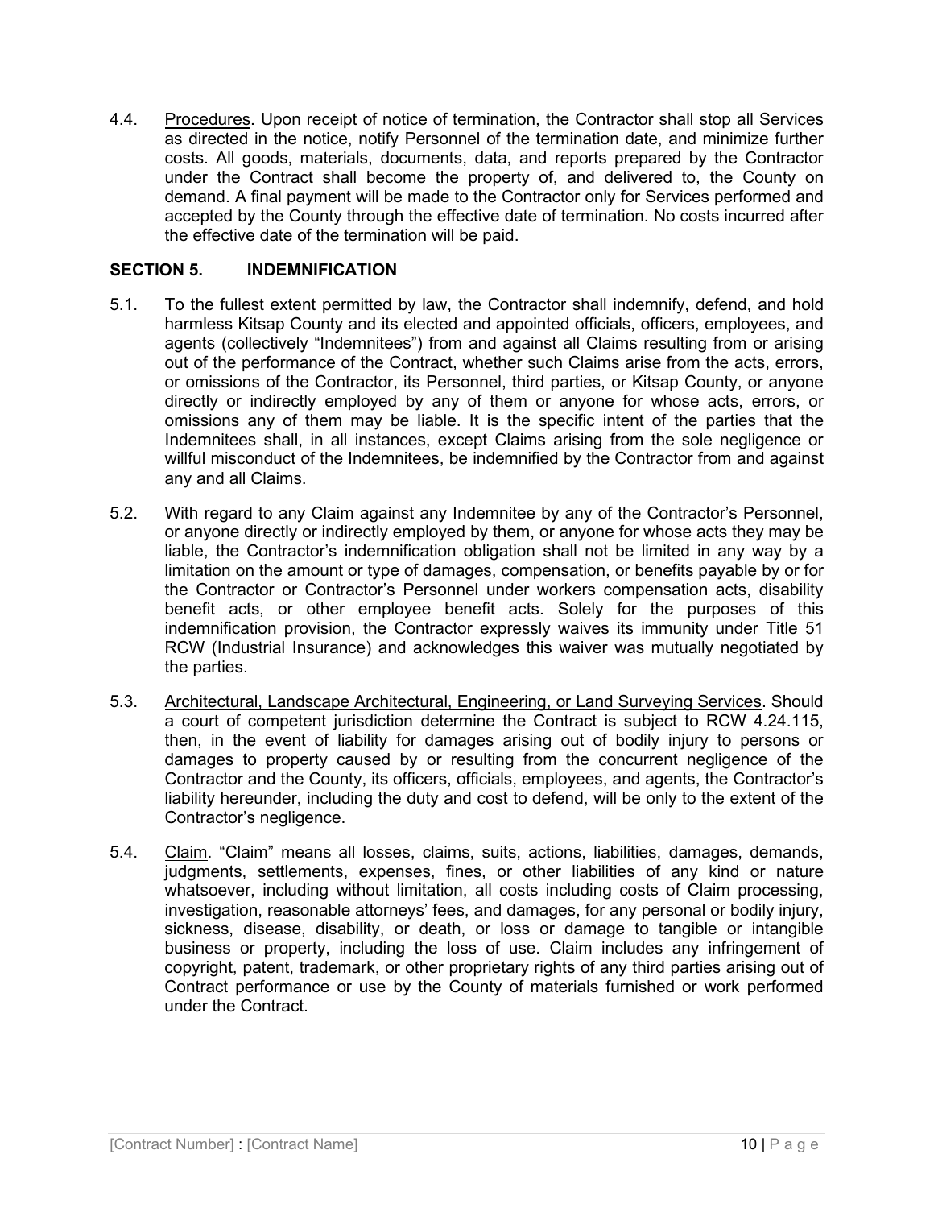4.4. Procedures. Upon receipt of notice of termination, the Contractor shall stop all Services as directed in the notice, notify Personnel of the termination date, and minimize further costs. All goods, materials, documents, data, and reports prepared by the Contractor under the Contract shall become the property of, and delivered to, the County on demand. A final payment will be made to the Contractor only for Services performed and accepted by the County through the effective date of termination. No costs incurred after the effective date of the termination will be paid.

## SECTION 5. INDEMNIFICATION

5.1. To the fullest extent permitted by law, the Contractor shall indemnify, defend, and hold harmless Kitsap County and its elected and appointed officials, officers, employees, and agents (collectively "Indemnitees") from and against all Claims resulting from or arising out of the performance of the Contract, whether such Claims arise from the acts, errors, or omissions of the Contractor, its Personnel, third parties, or Kitsap County, or anyone directly or indirectly employed by any of them or anyone for whose acts, errors, or omissions any of them may be liable. It is the specific intent of the parties that the Indemnitees shall, in all instances, except Claims arising from the sole negligence or willful misconduct of the Indemnitees, be indemnified by the Contractor from and against any and all Claims.

5.2. With regard to any Claim against any Indemnitee by any of the Contractor's Personnel, or anyone directly or indirectly employed by them, or anyone for whose acts they may be liable, the Contractor's indemnification obligation shall not be limited in any way by a limitation on the amount or type of damages, compensation, or benefits payable by or for the Contractor or Contractor's Personnel under workers compensation acts, disability benefit acts, or other employee benefit acts. Solely for the purposes of this indemnification provision, the Contractor expressly waives its immunity under Title 51 RCW (Industrial Insurance) and acknowledges this waiver was mutually negotiated by the parties.

5.3. Architectural, Landscape Architectural, Engineering, or Land Surveying Services. Should a court of competent jurisdiction determine the Contract is subject to RCW 4.24.115, then, in the event of liability for damages arising out of bodily injury to persons or damages to property caused by or resulting from the concurrent negligence of the Contractor and the County, its officers, officials, employees, and agents, the Contractor's liability hereunder, including the duty and cost to defend, will be only to the extent of the Contractor's negligence.

5.4. Claim. "Claim" means all losses, claims, suits, actions, liabilities, damages, demands, judgments, settlements, expenses, fines, or other liabilities of any kind or nature whatsoever, including without limitation, all costs including costs of Claim processing, investigation, reasonable attorneys' fees, and damages, for any personal or bodily injury, sickness, disease, disability, or death, or loss or damage to tangible or intangible business or property, including the loss of use. Claim includes any infringement of copyright, patent, trademark, or other proprietary rights of any third parties arising out of Contract performance or use by the County of materials furnished or work performed under the Contract.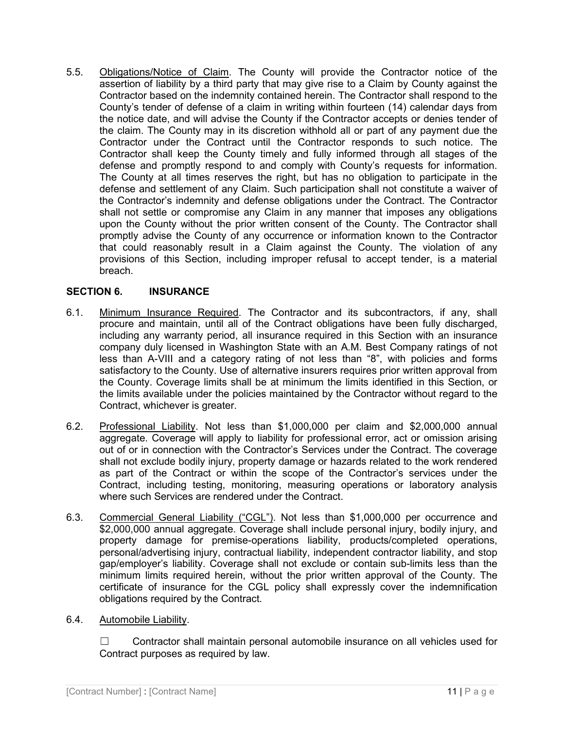5.5. Obligations/Notice of Claim. The County will provide the Contractor notice of the assertion of liability by a third party that may give rise to a Claim by County against the Contractor based on the indemnity contained herein. The Contractor shall respond to the County's tender of defense of a claim in writing within fourteen (14) calendar days from the notice date, and will advise the County if the Contractor accepts or denies tender of the claim. The County may in its discretion withhold all or part of any payment due the Contractor under the Contract until the Contractor responds to such notice. The Contractor shall keep the County timely and fully informed through all stages of the defense and promptly respond to and comply with County's requests for information. The County at all times reserves the right, but has no obligation to participate in the defense and settlement of any Claim. Such participation shall not constitute a waiver of the Contractor's indemnity and defense obligations under the Contract. The Contractor shall not settle or compromise any Claim in any manner that imposes any obligations upon the County without the prior written consent of the County. The Contractor shall promptly advise the County of any occurrence or information known to the Contractor that could reasonably result in a Claim against the County. The violation of any provisions of this Section, including improper refusal to accept tender, is a material breach.

## SECTION 6. INSURANCE

6.1. Minimum Insurance Required. The Contractor and its subcontractors, if any, shall procure and maintain, until all of the Contract obligations have been fully discharged, including any warranty period, all insurance required in this Section with an insurance company duly licensed in Washington State with an A.M. Best Company ratings of not less than A-VIII and a category rating of not less than "8", with policies and forms satisfactory to the County. Use of alternative insurers requires prior written approval from the County. Coverage limits shall be at minimum the limits identified in this Section, or the limits available under the policies maintained by the Contractor without regard to the Contract, whichever is greater.

6.2. Professional Liability. Not less than $1,000,000 per claim and $2,000,000 annual aggregate. Coverage will apply to liability for professional error, act or omission arising out of or in connection with the Contractor's Services under the Contract. The coverage shall not exclude bodily injury, property damage or hazards related to the work rendered as part of the Contract or within the scope of the Contractor's services under the Contract, including testing, monitoring, measuring operations or laboratory analysis where such Services are rendered under the Contract.

6.3. Commercial General Liability ("CGL"). Not less than $1,000,000 per occurrence and $2,000,000 annual aggregate. Coverage shall include personal injury, bodily injury, and property damage for premise-operations liability, products/completed operations, personal/advertising injury, contractual liability, independent contractor liability, and stop gap/employer's liability. Coverage shall not exclude or contain sub-limits less than the minimum limits required herein, without the prior written approval of the County. The certificate of insurance for the CGL policy shall expressly cover the indemnification obligations required by the Contract.

6.4. Automobile Liability.

☐ Contractor shall maintain personal automobile insurance on all vehicles used for Contract purposes as required by law.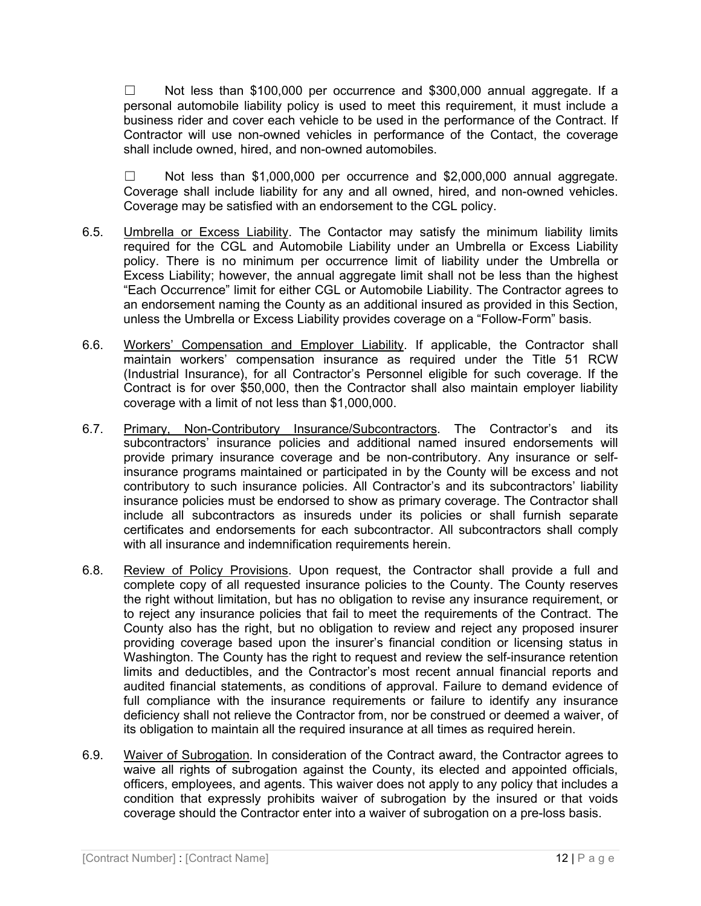☐ Not less than $100,000 per occurrence and $300,000 annual aggregate. If a personal automobile liability policy is used to meet this requirement, it must include a business rider and cover each vehicle to be used in the performance of the Contract. If Contractor will use non-owned vehicles in performance of the Contact, the coverage shall include owned, hired, and non-owned automobiles.

☐ Not less than $1,000,000 per occurrence and $2,000,000 annual aggregate. Coverage shall include liability for any and all owned, hired, and non-owned vehicles. Coverage may be satisfied with an endorsement to the CGL policy.

6.5. Umbrella or Excess Liability. The Contactor may satisfy the minimum liability limits required for the CGL and Automobile Liability under an Umbrella or Excess Liability policy. There is no minimum per occurrence limit of liability under the Umbrella or Excess Liability; however, the annual aggregate limit shall not be less than the highest "Each Occurrence" limit for either CGL or Automobile Liability. The Contractor agrees to an endorsement naming the County as an additional insured as provided in this Section, unless the Umbrella or Excess Liability provides coverage on a "Follow-Form" basis.

6.6. Workers' Compensation and Employer Liability. If applicable, the Contractor shall maintain workers' compensation insurance as required under the Title 51 RCW (Industrial Insurance), for all Contractor's Personnel eligible for such coverage. If the Contract is for over $50,000, then the Contractor shall also maintain employer liability coverage with a limit of not less than $1,000,000.

6.7. Primary, Non-Contributory Insurance/Subcontractors. The Contractor's and its subcontractors' insurance policies and additional named insured endorsements will provide primary insurance coverage and be non-contributory. Any insurance or self-insurance programs maintained or participated in by the County will be excess and not contributory to such insurance policies. All Contractor's and its subcontractors' liability insurance policies must be endorsed to show as primary coverage. The Contractor shall include all subcontractors as insureds under its policies or shall furnish separate certificates and endorsements for each subcontractor. All subcontractors shall comply with all insurance and indemnification requirements herein.

6.8. Review of Policy Provisions. Upon request, the Contractor shall provide a full and complete copy of all requested insurance policies to the County. The County reserves the right without limitation, but has no obligation to revise any insurance requirement, or to reject any insurance policies that fail to meet the requirements of the Contract. The County also has the right, but no obligation to review and reject any proposed insurer providing coverage based upon the insurer's financial condition or licensing status in Washington. The County has the right to request and review the self-insurance retention limits and deductibles, and the Contractor's most recent annual financial reports and audited financial statements, as conditions of approval. Failure to demand evidence of full compliance with the insurance requirements or failure to identify any insurance deficiency shall not relieve the Contractor from, nor be construed or deemed a waiver, of its obligation to maintain all the required insurance at all times as required herein.

6.9. Waiver of Subrogation. In consideration of the Contract award, the Contractor agrees to waive all rights of subrogation against the County, its elected and appointed officials, officers, employees, and agents. This waiver does not apply to any policy that includes a condition that expressly prohibits waiver of subrogation by the insured or that voids coverage should the Contractor enter into a waiver of subrogation on a pre-loss basis.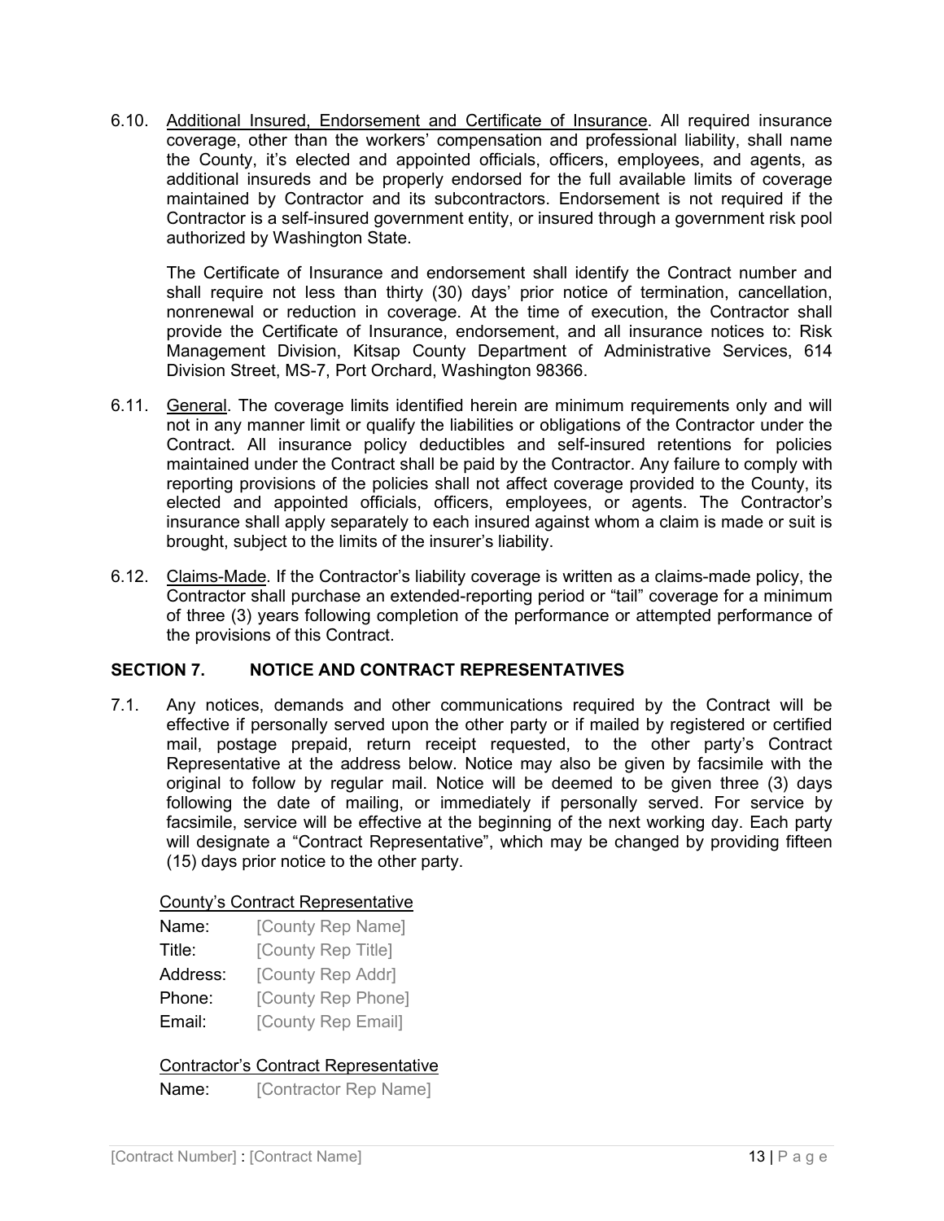6.10. Additional Insured, Endorsement and Certificate of Insurance. All required insurance coverage, other than the workers' compensation and professional liability, shall name the County, it's elected and appointed officials, officers, employees, and agents, as additional insureds and be properly endorsed for the full available limits of coverage maintained by Contractor and its subcontractors. Endorsement is not required if the Contractor is a self-insured government entity, or insured through a government risk pool authorized by Washington State.

The Certificate of Insurance and endorsement shall identify the Contract number and shall require not less than thirty (30) days' prior notice of termination, cancellation, nonrenewal or reduction in coverage. At the time of execution, the Contractor shall provide the Certificate of Insurance, endorsement, and all insurance notices to: Risk Management Division, Kitsap County Department of Administrative Services, 614 Division Street, MS-7, Port Orchard, Washington 98366.

6.11. General. The coverage limits identified herein are minimum requirements only and will not in any manner limit or qualify the liabilities or obligations of the Contractor under the Contract. All insurance policy deductibles and self-insured retentions for policies maintained under the Contract shall be paid by the Contractor. Any failure to comply with reporting provisions of the policies shall not affect coverage provided to the County, its elected and appointed officials, officers, employees, or agents. The Contractor's insurance shall apply separately to each insured against whom a claim is made or suit is brought, subject to the limits of the insurer's liability.

6.12. Claims-Made. If the Contractor's liability coverage is written as a claims-made policy, the Contractor shall purchase an extended-reporting period or "tail" coverage for a minimum of three (3) years following completion of the performance or attempted performance of the provisions of this Contract.

## SECTION 7. NOTICE AND CONTRACT REPRESENTATIVES

7.1. Any notices, demands and other communications required by the Contract will be effective if personally served upon the other party or if mailed by registered or certified mail, postage prepaid, return receipt requested, to the other party's Contract Representative at the address below. Notice may also be given by facsimile with the original to follow by regular mail. Notice will be deemed to be given three (3) days following the date of mailing, or immediately if personally served. For service by facsimile, service will be effective at the beginning of the next working day. Each party will designate a "Contract Representative", which may be changed by providing fifteen (15) days prior notice to the other party.

County's Contract Representative

Name: [County Rep Name]
Title: [County Rep Title]
Address: [County Rep Addr]
Phone: [County Rep Phone]
Email: [County Rep Email]

Contractor's Contract Representative

Name: [Contractor Rep Name]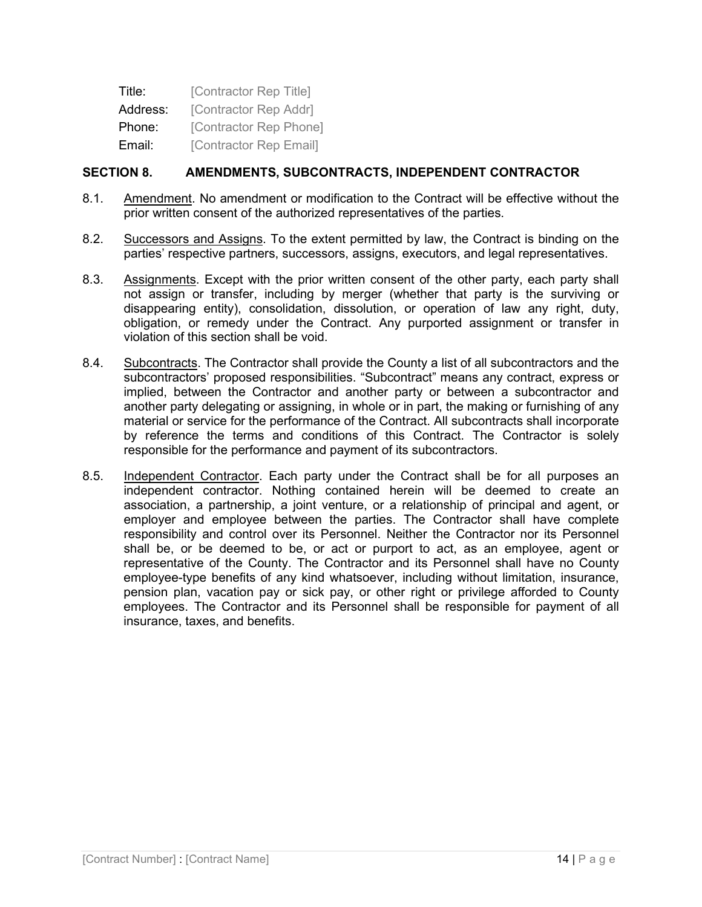| | |
|---|---|
| Title: | [Contractor Rep Title] |
| Address: | [Contractor Rep Addr] |
| Phone: | [Contractor Rep Phone] |
| Email: | [Contractor Rep Email] |

## SECTION 8. AMENDMENTS, SUBCONTRACTS, INDEPENDENT CONTRACTOR

8.1. Amendment. No amendment or modification to the Contract will be effective without the prior written consent of the authorized representatives of the parties.

8.2. Successors and Assigns. To the extent permitted by law, the Contract is binding on the parties' respective partners, successors, assigns, executors, and legal representatives.

8.3. Assignments. Except with the prior written consent of the other party, each party shall not assign or transfer, including by merger (whether that party is the surviving or disappearing entity), consolidation, dissolution, or operation of law any right, duty, obligation, or remedy under the Contract. Any purported assignment or transfer in violation of this section shall be void.

8.4. Subcontracts. The Contractor shall provide the County a list of all subcontractors and the subcontractors' proposed responsibilities. "Subcontract" means any contract, express or implied, between the Contractor and another party or between a subcontractor and another party delegating or assigning, in whole or in part, the making or furnishing of any material or service for the performance of the Contract. All subcontracts shall incorporate by reference the terms and conditions of this Contract. The Contractor is solely responsible for the performance and payment of its subcontractors.

8.5. Independent Contractor. Each party under the Contract shall be for all purposes an independent contractor. Nothing contained herein will be deemed to create an association, a partnership, a joint venture, or a relationship of principal and agent, or employer and employee between the parties. The Contractor shall have complete responsibility and control over its Personnel. Neither the Contractor nor its Personnel shall be, or be deemed to be, or act or purport to act, as an employee, agent or representative of the County. The Contractor and its Personnel shall have no County employee-type benefits of any kind whatsoever, including without limitation, insurance, pension plan, vacation pay or sick pay, or other right or privilege afforded to County employees. The Contractor and its Personnel shall be responsible for payment of all insurance, taxes, and benefits.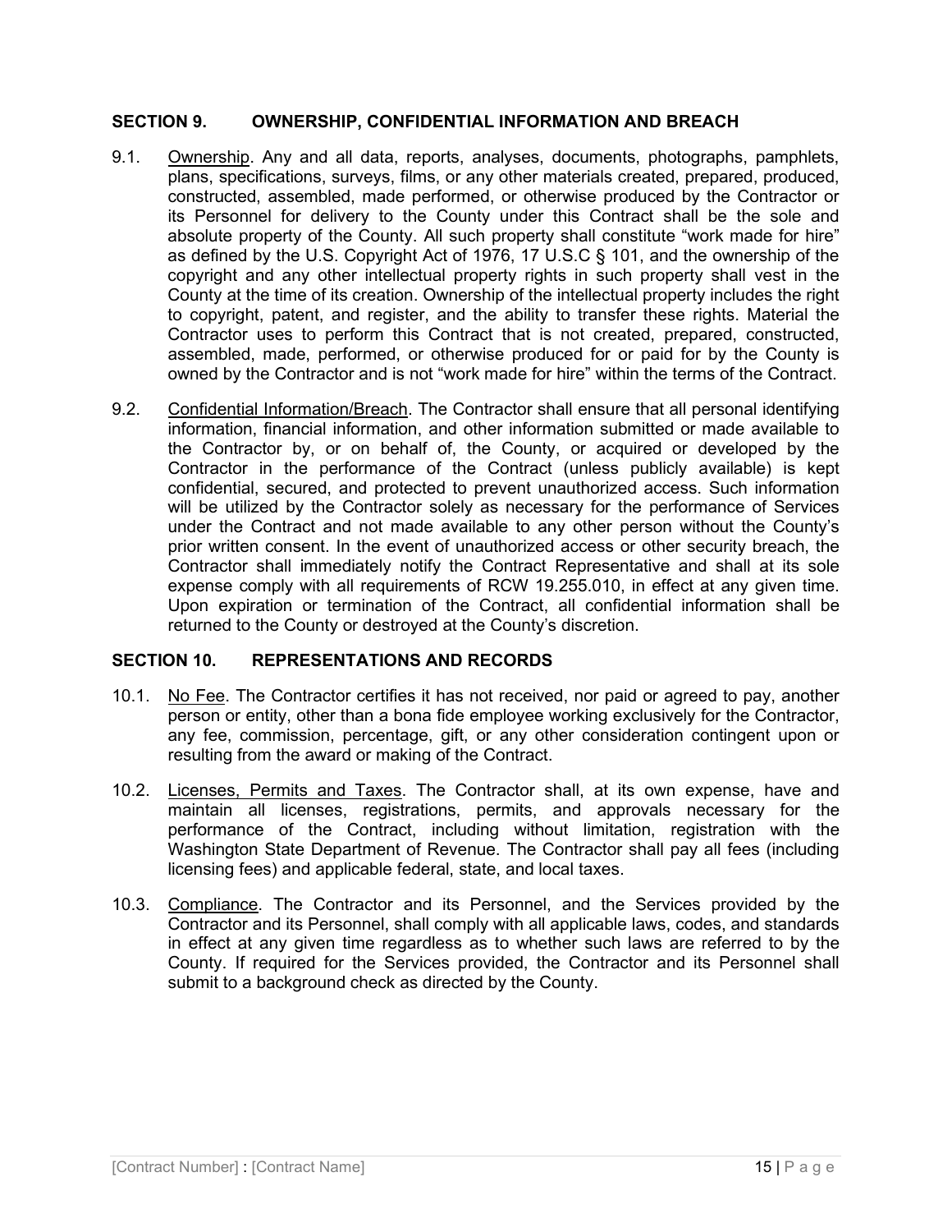## SECTION 9. OWNERSHIP, CONFIDENTIAL INFORMATION AND BREACH

9.1. Ownership. Any and all data, reports, analyses, documents, photographs, pamphlets, plans, specifications, surveys, films, or any other materials created, prepared, produced, constructed, assembled, made performed, or otherwise produced by the Contractor or its Personnel for delivery to the County under this Contract shall be the sole and absolute property of the County. All such property shall constitute "work made for hire" as defined by the U.S. Copyright Act of 1976, 17 U.S.C § 101, and the ownership of the copyright and any other intellectual property rights in such property shall vest in the County at the time of its creation. Ownership of the intellectual property includes the right to copyright, patent, and register, and the ability to transfer these rights. Material the Contractor uses to perform this Contract that is not created, prepared, constructed, assembled, made, performed, or otherwise produced for or paid for by the County is owned by the Contractor and is not "work made for hire" within the terms of the Contract.

9.2. Confidential Information/Breach. The Contractor shall ensure that all personal identifying information, financial information, and other information submitted or made available to the Contractor by, or on behalf of, the County, or acquired or developed by the Contractor in the performance of the Contract (unless publicly available) is kept confidential, secured, and protected to prevent unauthorized access. Such information will be utilized by the Contractor solely as necessary for the performance of Services under the Contract and not made available to any other person without the County's prior written consent. In the event of unauthorized access or other security breach, the Contractor shall immediately notify the Contract Representative and shall at its sole expense comply with all requirements of RCW 19.255.010, in effect at any given time. Upon expiration or termination of the Contract, all confidential information shall be returned to the County or destroyed at the County's discretion.

## SECTION 10. REPRESENTATIONS AND RECORDS

10.1. No Fee. The Contractor certifies it has not received, nor paid or agreed to pay, another person or entity, other than a bona fide employee working exclusively for the Contractor, any fee, commission, percentage, gift, or any other consideration contingent upon or resulting from the award or making of the Contract.

10.2. Licenses, Permits and Taxes. The Contractor shall, at its own expense, have and maintain all licenses, registrations, permits, and approvals necessary for the performance of the Contract, including without limitation, registration with the Washington State Department of Revenue. The Contractor shall pay all fees (including licensing fees) and applicable federal, state, and local taxes.

10.3. Compliance. The Contractor and its Personnel, and the Services provided by the Contractor and its Personnel, shall comply with all applicable laws, codes, and standards in effect at any given time regardless as to whether such laws are referred to by the County. If required for the Services provided, the Contractor and its Personnel shall submit to a background check as directed by the County.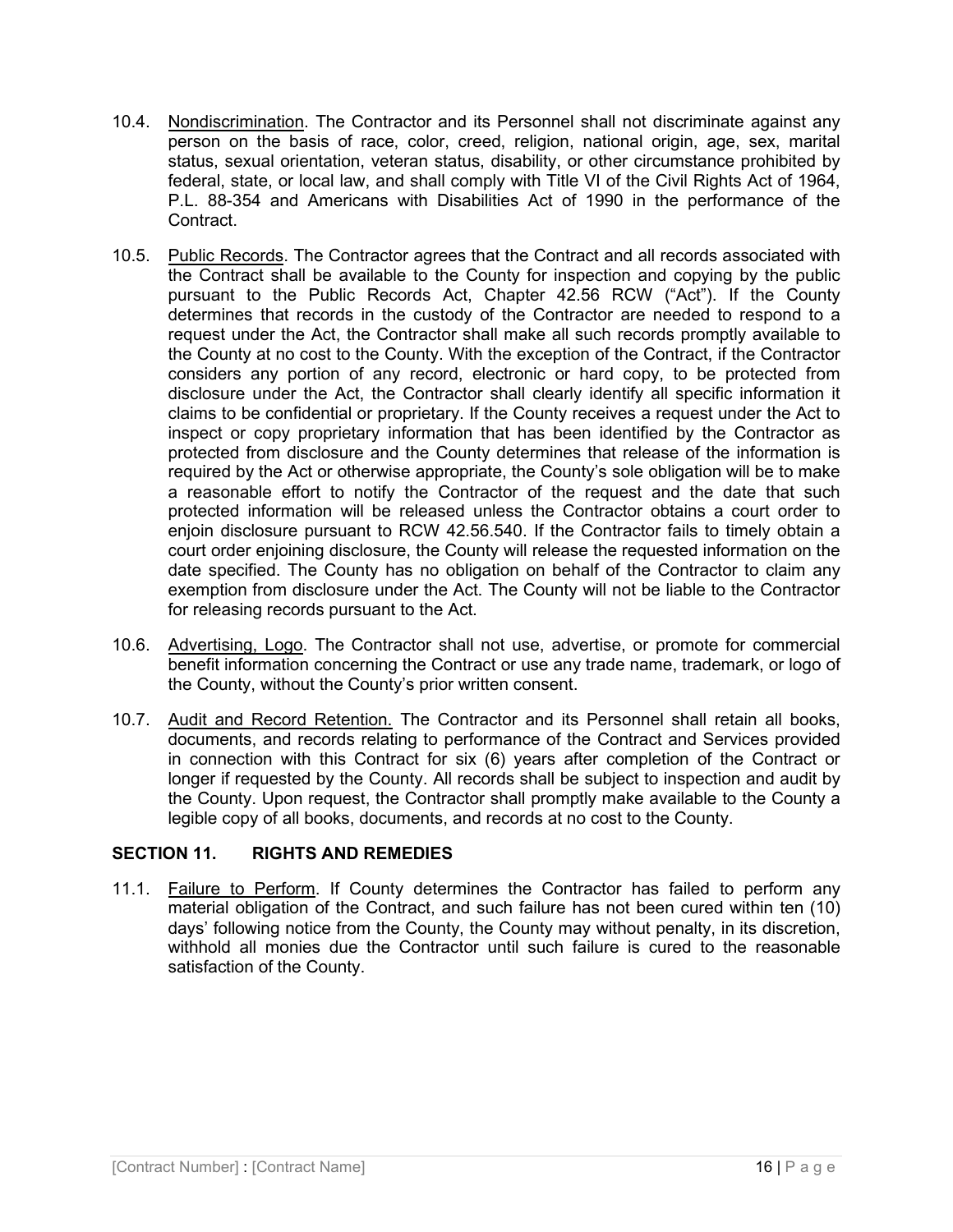10.4. Nondiscrimination. The Contractor and its Personnel shall not discriminate against any person on the basis of race, color, creed, religion, national origin, age, sex, marital status, sexual orientation, veteran status, disability, or other circumstance prohibited by federal, state, or local law, and shall comply with Title VI of the Civil Rights Act of 1964, P.L. 88-354 and Americans with Disabilities Act of 1990 in the performance of the Contract.

10.5. Public Records. The Contractor agrees that the Contract and all records associated with the Contract shall be available to the County for inspection and copying by the public pursuant to the Public Records Act, Chapter 42.56 RCW ("Act"). If the County determines that records in the custody of the Contractor are needed to respond to a request under the Act, the Contractor shall make all such records promptly available to the County at no cost to the County. With the exception of the Contract, if the Contractor considers any portion of any record, electronic or hard copy, to be protected from disclosure under the Act, the Contractor shall clearly identify all specific information it claims to be confidential or proprietary. If the County receives a request under the Act to inspect or copy proprietary information that has been identified by the Contractor as protected from disclosure and the County determines that release of the information is required by the Act or otherwise appropriate, the County's sole obligation will be to make a reasonable effort to notify the Contractor of the request and the date that such protected information will be released unless the Contractor obtains a court order to enjoin disclosure pursuant to RCW 42.56.540. If the Contractor fails to timely obtain a court order enjoining disclosure, the County will release the requested information on the date specified. The County has no obligation on behalf of the Contractor to claim any exemption from disclosure under the Act. The County will not be liable to the Contractor for releasing records pursuant to the Act.

10.6. Advertising, Logo. The Contractor shall not use, advertise, or promote for commercial benefit information concerning the Contract or use any trade name, trademark, or logo of the County, without the County's prior written consent.

10.7. Audit and Record Retention. The Contractor and its Personnel shall retain all books, documents, and records relating to performance of the Contract and Services provided in connection with this Contract for six (6) years after completion of the Contract or longer if requested by the County. All records shall be subject to inspection and audit by the County. Upon request, the Contractor shall promptly make available to the County a legible copy of all books, documents, and records at no cost to the County.

## SECTION 11. RIGHTS AND REMEDIES

11.1. Failure to Perform. If County determines the Contractor has failed to perform any material obligation of the Contract, and such failure has not been cured within ten (10) days' following notice from the County, the County may without penalty, in its discretion, withhold all monies due the Contractor until such failure is cured to the reasonable satisfaction of the County.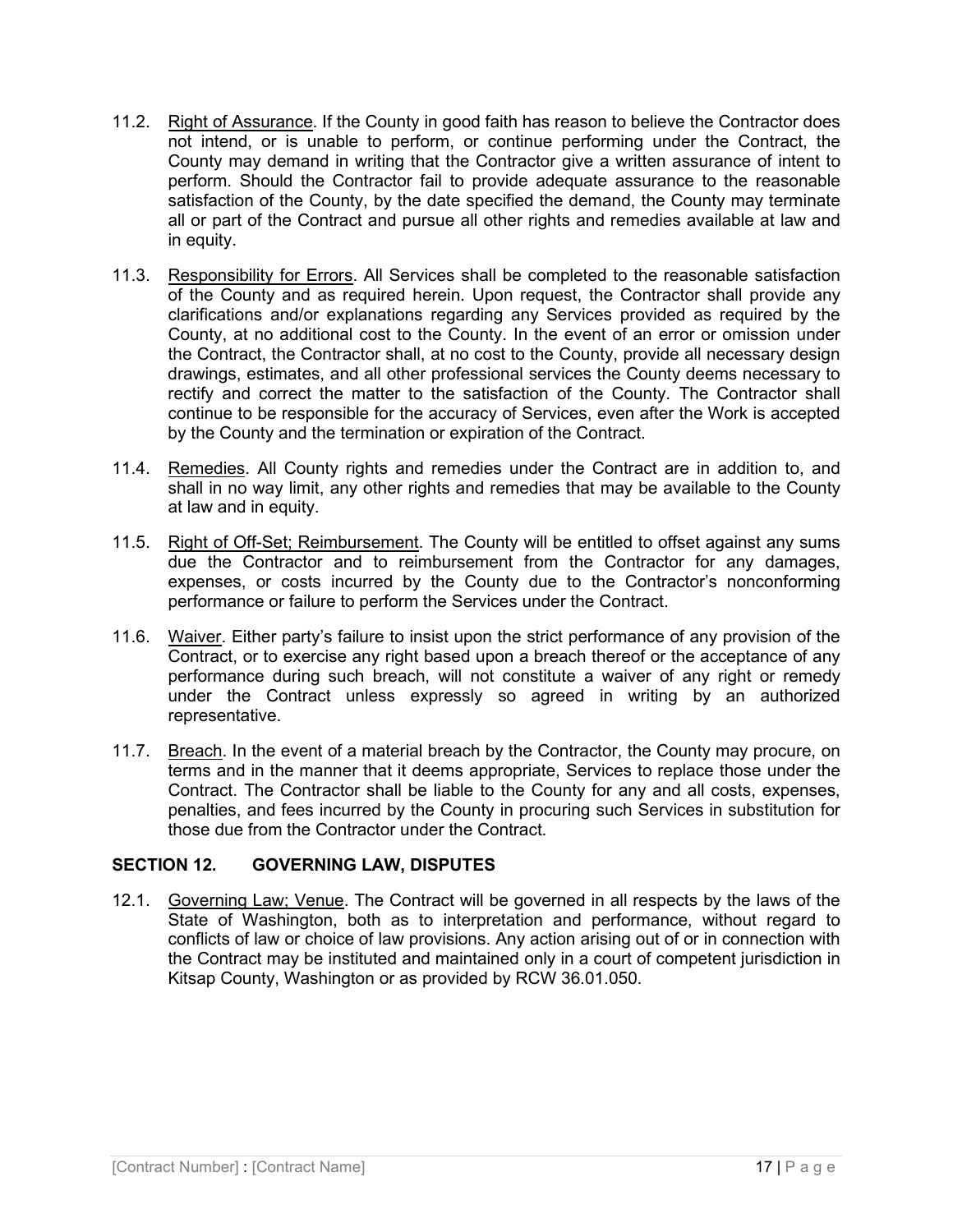11.2. Right of Assurance. If the County in good faith has reason to believe the Contractor does not intend, or is unable to perform, or continue performing under the Contract, the County may demand in writing that the Contractor give a written assurance of intent to perform. Should the Contractor fail to provide adequate assurance to the reasonable satisfaction of the County, by the date specified the demand, the County may terminate all or part of the Contract and pursue all other rights and remedies available at law and in equity.

11.3. Responsibility for Errors. All Services shall be completed to the reasonable satisfaction of the County and as required herein. Upon request, the Contractor shall provide any clarifications and/or explanations regarding any Services provided as required by the County, at no additional cost to the County. In the event of an error or omission under the Contract, the Contractor shall, at no cost to the County, provide all necessary design drawings, estimates, and all other professional services the County deems necessary to rectify and correct the matter to the satisfaction of the County. The Contractor shall continue to be responsible for the accuracy of Services, even after the Work is accepted by the County and the termination or expiration of the Contract.

11.4. Remedies. All County rights and remedies under the Contract are in addition to, and shall in no way limit, any other rights and remedies that may be available to the County at law and in equity.

11.5. Right of Off-Set; Reimbursement. The County will be entitled to offset against any sums due the Contractor and to reimbursement from the Contractor for any damages, expenses, or costs incurred by the County due to the Contractor's nonconforming performance or failure to perform the Services under the Contract.

11.6. Waiver. Either party's failure to insist upon the strict performance of any provision of the Contract, or to exercise any right based upon a breach thereof or the acceptance of any performance during such breach, will not constitute a waiver of any right or remedy under the Contract unless expressly so agreed in writing by an authorized representative.

11.7. Breach. In the event of a material breach by the Contractor, the County may procure, on terms and in the manner that it deems appropriate, Services to replace those under the Contract. The Contractor shall be liable to the County for any and all costs, expenses, penalties, and fees incurred by the County in procuring such Services in substitution for those due from the Contractor under the Contract.

## SECTION 12. GOVERNING LAW, DISPUTES

12.1. Governing Law; Venue. The Contract will be governed in all respects by the laws of the State of Washington, both as to interpretation and performance, without regard to conflicts of law or choice of law provisions. Any action arising out of or in connection with the Contract may be instituted and maintained only in a court of competent jurisdiction in Kitsap County, Washington or as provided by RCW 36.01.050.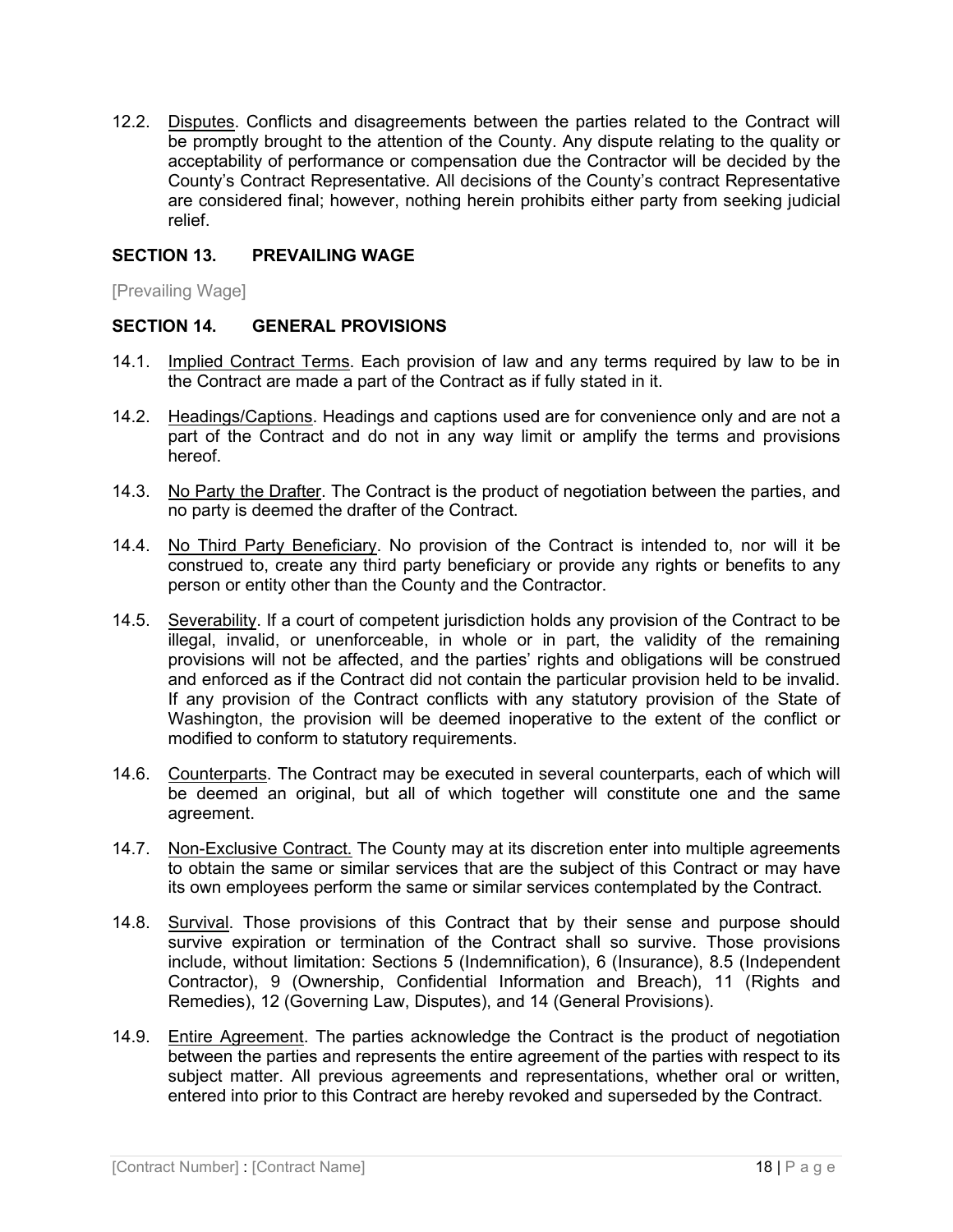12.2. Disputes. Conflicts and disagreements between the parties related to the Contract will be promptly brought to the attention of the County. Any dispute relating to the quality or acceptability of performance or compensation due the Contractor will be decided by the County's Contract Representative. All decisions of the County's contract Representative are considered final; however, nothing herein prohibits either party from seeking judicial relief.

## SECTION 13. PREVAILING WAGE

[Prevailing Wage]

## SECTION 14. GENERAL PROVISIONS

14.1. Implied Contract Terms. Each provision of law and any terms required by law to be in the Contract are made a part of the Contract as if fully stated in it.

14.2. Headings/Captions. Headings and captions used are for convenience only and are not a part of the Contract and do not in any way limit or amplify the terms and provisions hereof.

14.3. No Party the Drafter. The Contract is the product of negotiation between the parties, and no party is deemed the drafter of the Contract.

14.4. No Third Party Beneficiary. No provision of the Contract is intended to, nor will it be construed to, create any third party beneficiary or provide any rights or benefits to any person or entity other than the County and the Contractor.

14.5. Severability. If a court of competent jurisdiction holds any provision of the Contract to be illegal, invalid, or unenforceable, in whole or in part, the validity of the remaining provisions will not be affected, and the parties' rights and obligations will be construed and enforced as if the Contract did not contain the particular provision held to be invalid. If any provision of the Contract conflicts with any statutory provision of the State of Washington, the provision will be deemed inoperative to the extent of the conflict or modified to conform to statutory requirements.

14.6. Counterparts. The Contract may be executed in several counterparts, each of which will be deemed an original, but all of which together will constitute one and the same agreement.

14.7. Non-Exclusive Contract. The County may at its discretion enter into multiple agreements to obtain the same or similar services that are the subject of this Contract or may have its own employees perform the same or similar services contemplated by the Contract.

14.8. Survival. Those provisions of this Contract that by their sense and purpose should survive expiration or termination of the Contract shall so survive. Those provisions include, without limitation: Sections 5 (Indemnification), 6 (Insurance), 8.5 (Independent Contractor), 9 (Ownership, Confidential Information and Breach), 11 (Rights and Remedies), 12 (Governing Law, Disputes), and 14 (General Provisions).

14.9. Entire Agreement. The parties acknowledge the Contract is the product of negotiation between the parties and represents the entire agreement of the parties with respect to its subject matter. All previous agreements and representations, whether oral or written, entered into prior to this Contract are hereby revoked and superseded by the Contract.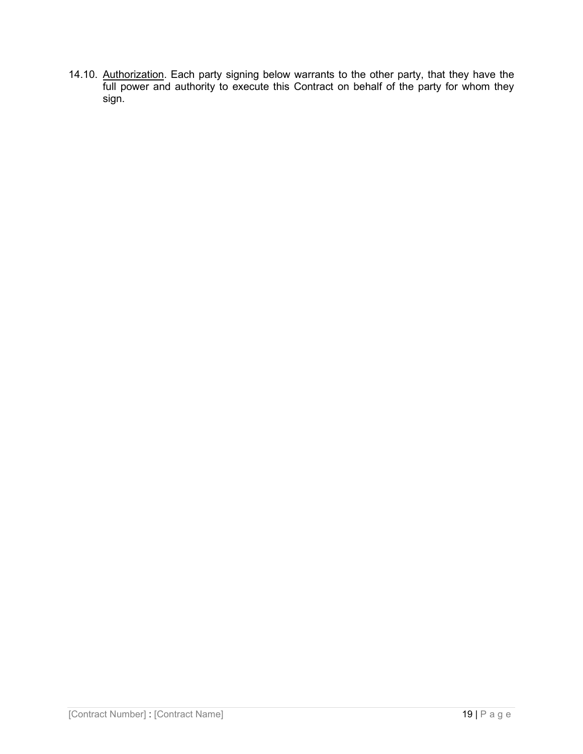14.10. Authorization. Each party signing below warrants to the other party, that they have the full power and authority to execute this Contract on behalf of the party for whom they sign.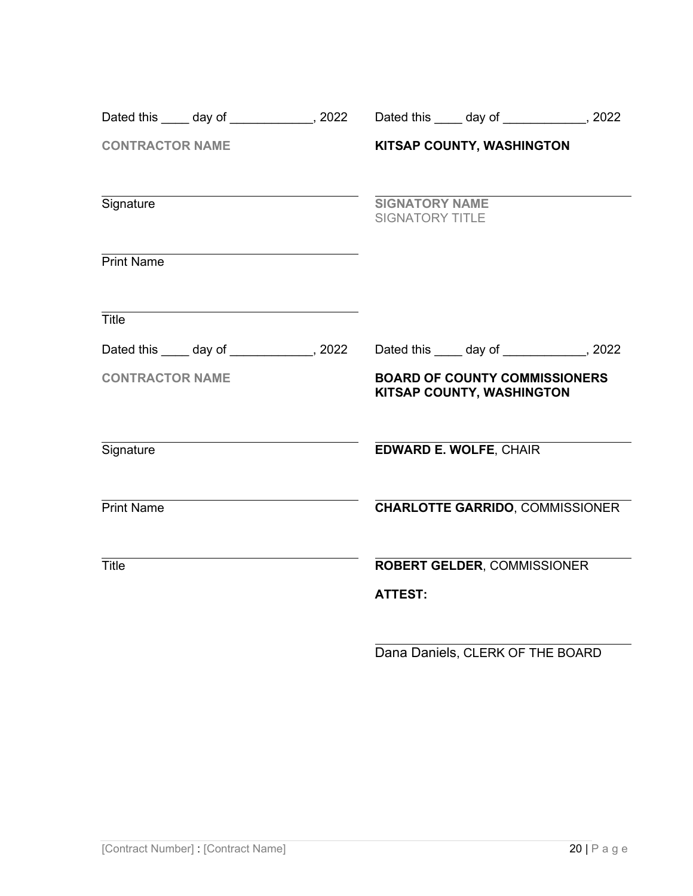| | |
|---|---|
| Dated this ____ day of ____________, 2022 | Dated this ____ day of ____________, 2022 |
| **CONTRACTOR NAME** | **KITSAP COUNTY, WASHINGTON** |
| ______________________________ Signature | ______________________________ **SIGNATORY NAME** SIGNATORY TITLE |
| ______________________________ Print Name | |
| ______________________________ Title | |

| | |
|---|---|
| Dated this ____ day of ____________, 2022 | Dated this ____ day of ____________, 2022 |
| **CONTRACTOR NAME** | **BOARD OF COUNTY COMMISSIONERS KITSAP COUNTY, WASHINGTON** |
| ______________________________ Signature | ______________________________ **EDWARD E. WOLFE**, CHAIR |
| ______________________________ Print Name | ______________________________ **CHARLOTTE GARRIDO**, COMMISSIONER |
| ______________________________ Title | ______________________________ **ROBERT GELDER**, COMMISSIONER |
| | **ATTEST:** |
| | ______________________________ Dana Daniels, CLERK OF THE BOARD |